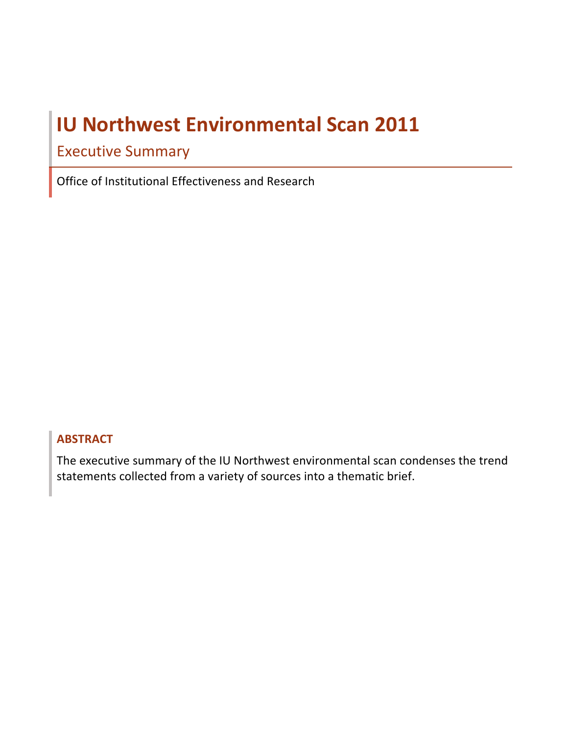# IU Northwest Environmental Scan 2011

## Executive Summary

Office of Institutional Effectiveness and Research

**ABSTRACT**

The executive summary of the IU Northwest environmental scan condenses the trend statements collected from a variety of sources into a thematic brief.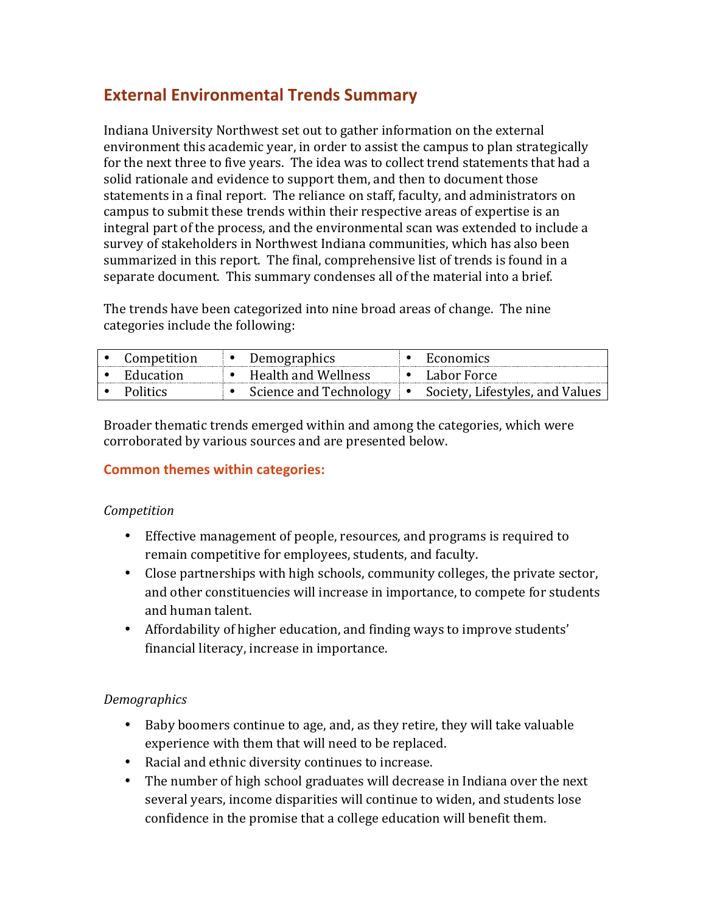## External Environmental Trends Summary

Indiana University Northwest set out to gather information on the external environment this academic year, in order to assist the campus to plan strategically for the next three to five years. The idea was to collect trend statements that had a solid rationale and evidence to support them, and then to document those statements in a final report. The reliance on staff, faculty, and administrators on campus to submit these trends within their respective areas of expertise is an integral part of the process, and the environmental scan was extended to include a survey of stakeholders in Northwest Indiana communities, which has also been summarized in this report. The final, comprehensive list of trends is found in a separate document. This summary condenses all of the material into a brief.

The trends have been categorized into nine broad areas of change. The nine categories include the following:

| | | |
|---|---|---|
| • Competition | • Demographics | • Economics |
| • Education | • Health and Wellness | • Labor Force |
| • Politics | • Science and Technology | • Society, Lifestyles, and Values |

Broader thematic trends emerged within and among the categories, which were corroborated by various sources and are presented below.

### Common themes within categories:

*Competition*

- Effective management of people, resources, and programs is required to remain competitive for employees, students, and faculty.
- Close partnerships with high schools, community colleges, the private sector, and other constituencies will increase in importance, to compete for students and human talent.
- Affordability of higher education, and finding ways to improve students' financial literacy, increase in importance.

*Demographics*

- Baby boomers continue to age, and, as they retire, they will take valuable experience with them that will need to be replaced.
- Racial and ethnic diversity continues to increase.
- The number of high school graduates will decrease in Indiana over the next several years, income disparities will continue to widen, and students lose confidence in the promise that a college education will benefit them.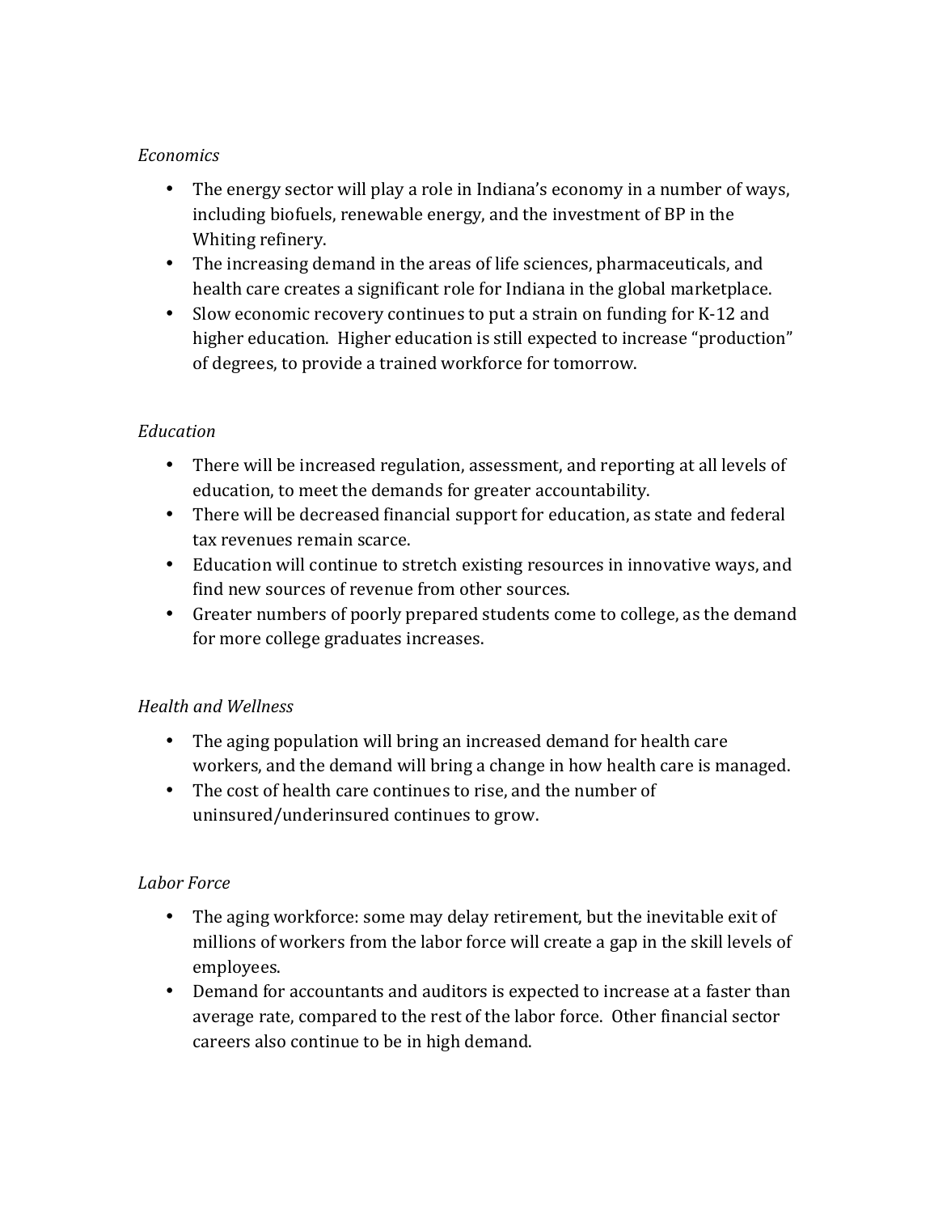*Economics*

- The energy sector will play a role in Indiana's economy in a number of ways, including biofuels, renewable energy, and the investment of BP in the Whiting refinery.
- The increasing demand in the areas of life sciences, pharmaceuticals, and health care creates a significant role for Indiana in the global marketplace.
- Slow economic recovery continues to put a strain on funding for K-12 and higher education. Higher education is still expected to increase "production" of degrees, to provide a trained workforce for tomorrow.

*Education*

- There will be increased regulation, assessment, and reporting at all levels of education, to meet the demands for greater accountability.
- There will be decreased financial support for education, as state and federal tax revenues remain scarce.
- Education will continue to stretch existing resources in innovative ways, and find new sources of revenue from other sources.
- Greater numbers of poorly prepared students come to college, as the demand for more college graduates increases.

*Health and Wellness*

- The aging population will bring an increased demand for health care workers, and the demand will bring a change in how health care is managed.
- The cost of health care continues to rise, and the number of uninsured/underinsured continues to grow.

*Labor Force*

- The aging workforce: some may delay retirement, but the inevitable exit of millions of workers from the labor force will create a gap in the skill levels of employees.
- Demand for accountants and auditors is expected to increase at a faster than average rate, compared to the rest of the labor force. Other financial sector careers also continue to be in high demand.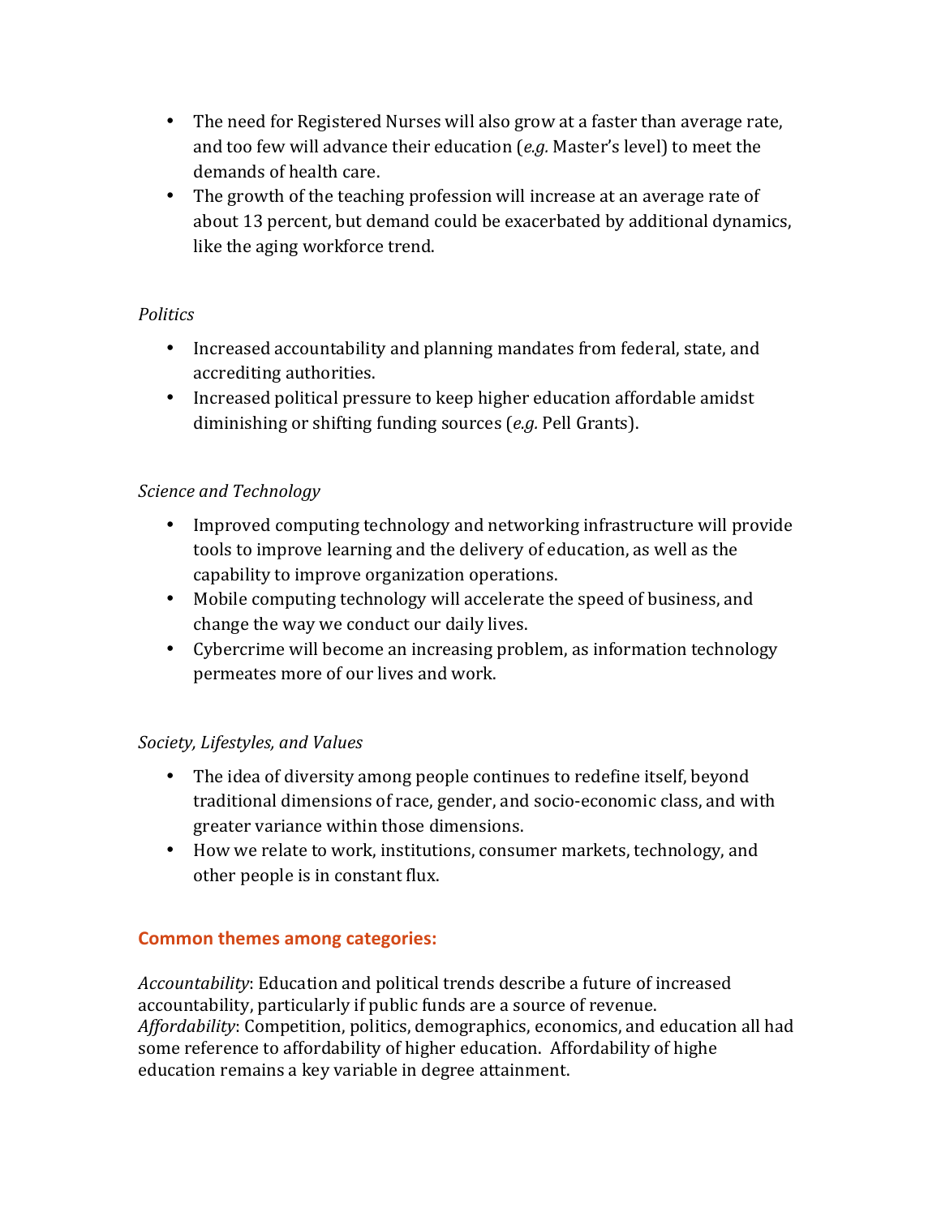- The need for Registered Nurses will also grow at a faster than average rate, and too few will advance their education (*e.g.* Master's level) to meet the demands of health care.
- The growth of the teaching profession will increase at an average rate of about 13 percent, but demand could be exacerbated by additional dynamics, like the aging workforce trend.

*Politics*

- Increased accountability and planning mandates from federal, state, and accrediting authorities.
- Increased political pressure to keep higher education affordable amidst diminishing or shifting funding sources (*e.g.* Pell Grants).

*Science and Technology*

- Improved computing technology and networking infrastructure will provide tools to improve learning and the delivery of education, as well as the capability to improve organization operations.
- Mobile computing technology will accelerate the speed of business, and change the way we conduct our daily lives.
- Cybercrime will become an increasing problem, as information technology permeates more of our lives and work.

*Society, Lifestyles, and Values*

- The idea of diversity among people continues to redefine itself, beyond traditional dimensions of race, gender, and socio-economic class, and with greater variance within those dimensions.
- How we relate to work, institutions, consumer markets, technology, and other people is in constant flux.

## Common themes among categories:

*Accountability*: Education and political trends describe a future of increased accountability, particularly if public funds are a source of revenue.
*Affordability*: Competition, politics, demographics, economics, and education all had some reference to affordability of higher education. Affordability of highe education remains a key variable in degree attainment.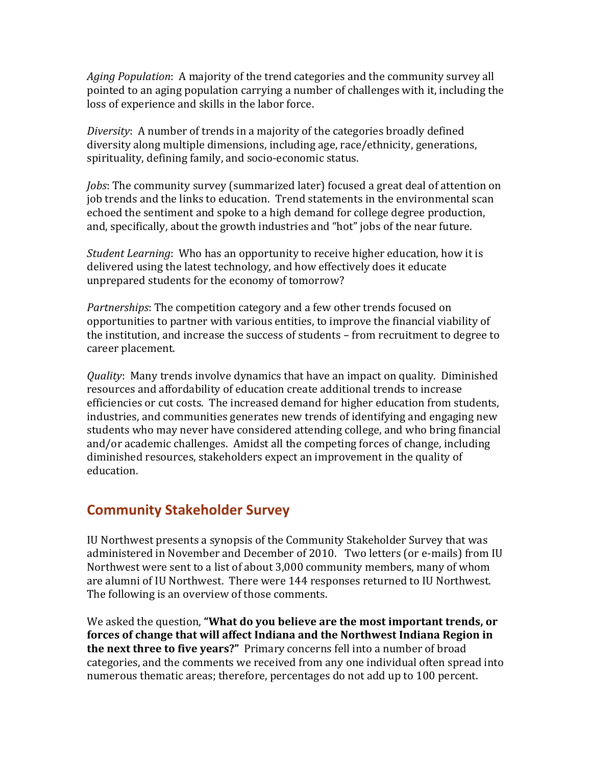*Aging Population*: A majority of the trend categories and the community survey all pointed to an aging population carrying a number of challenges with it, including the loss of experience and skills in the labor force.

*Diversity*: A number of trends in a majority of the categories broadly defined diversity along multiple dimensions, including age, race/ethnicity, generations, spirituality, defining family, and socio-economic status.

*Jobs*: The community survey (summarized later) focused a great deal of attention on job trends and the links to education. Trend statements in the environmental scan echoed the sentiment and spoke to a high demand for college degree production, and, specifically, about the growth industries and "hot" jobs of the near future.

*Student Learning*: Who has an opportunity to receive higher education, how it is delivered using the latest technology, and how effectively does it educate unprepared students for the economy of tomorrow?

*Partnerships*: The competition category and a few other trends focused on opportunities to partner with various entities, to improve the financial viability of the institution, and increase the success of students – from recruitment to degree to career placement.

*Quality*: Many trends involve dynamics that have an impact on quality. Diminished resources and affordability of education create additional trends to increase efficiencies or cut costs. The increased demand for higher education from students, industries, and communities generates new trends of identifying and engaging new students who may never have considered attending college, and who bring financial and/or academic challenges. Amidst all the competing forces of change, including diminished resources, stakeholders expect an improvement in the quality of education.

## Community Stakeholder Survey

IU Northwest presents a synopsis of the Community Stakeholder Survey that was administered in November and December of 2010. Two letters (or e-mails) from IU Northwest were sent to a list of about 3,000 community members, many of whom are alumni of IU Northwest. There were 144 responses returned to IU Northwest. The following is an overview of those comments.

We asked the question, **"What do you believe are the most important trends, or forces of change that will affect Indiana and the Northwest Indiana Region in the next three to five years?"** Primary concerns fell into a number of broad categories, and the comments we received from any one individual often spread into numerous thematic areas; therefore, percentages do not add up to 100 percent.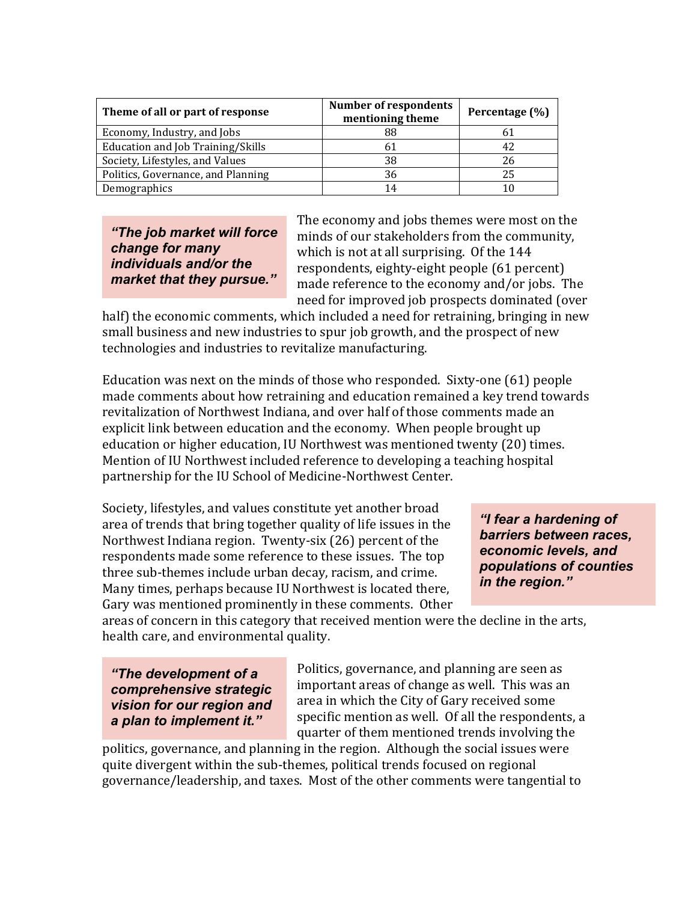| Theme of all or part of response | Number of respondents mentioning theme | Percentage (%) |
|---|---|---|
| Economy, Industry, and Jobs | 88 | 61 |
| Education and Job Training/Skills | 61 | 42 |
| Society, Lifestyles, and Values | 38 | 26 |
| Politics, Governance, and Planning | 36 | 25 |
| Demographics | 14 | 10 |

> ***"The job market will force change for many individuals and/or the market that they pursue."***

The economy and jobs themes were most on the minds of our stakeholders from the community, which is not at all surprising. Of the 144 respondents, eighty-eight people (61 percent) made reference to the economy and/or jobs. The need for improved job prospects dominated (over half) the economic comments, which included a need for retraining, bringing in new small business and new industries to spur job growth, and the prospect of new technologies and industries to revitalize manufacturing.

Education was next on the minds of those who responded. Sixty-one (61) people made comments about how retraining and education remained a key trend towards revitalization of Northwest Indiana, and over half of those comments made an explicit link between education and the economy. When people brought up education or higher education, IU Northwest was mentioned twenty (20) times. Mention of IU Northwest included reference to developing a teaching hospital partnership for the IU School of Medicine-Northwest Center.

> ***"I fear a hardening of barriers between races, economic levels, and populations of counties in the region."***

Society, lifestyles, and values constitute yet another broad area of trends that bring together quality of life issues in the Northwest Indiana region. Twenty-six (26) percent of the respondents made some reference to these issues. The top three sub-themes include urban decay, racism, and crime. Many times, perhaps because IU Northwest is located there, Gary was mentioned prominently in these comments. Other areas of concern in this category that received mention were the decline in the arts, health care, and environmental quality.

> ***"The development of a comprehensive strategic vision for our region and a plan to implement it."***

Politics, governance, and planning are seen as important areas of change as well. This was an area in which the City of Gary received some specific mention as well. Of all the respondents, a quarter of them mentioned trends involving the politics, governance, and planning in the region. Although the social issues were quite divergent within the sub-themes, political trends focused on regional governance/leadership, and taxes. Most of the other comments were tangential to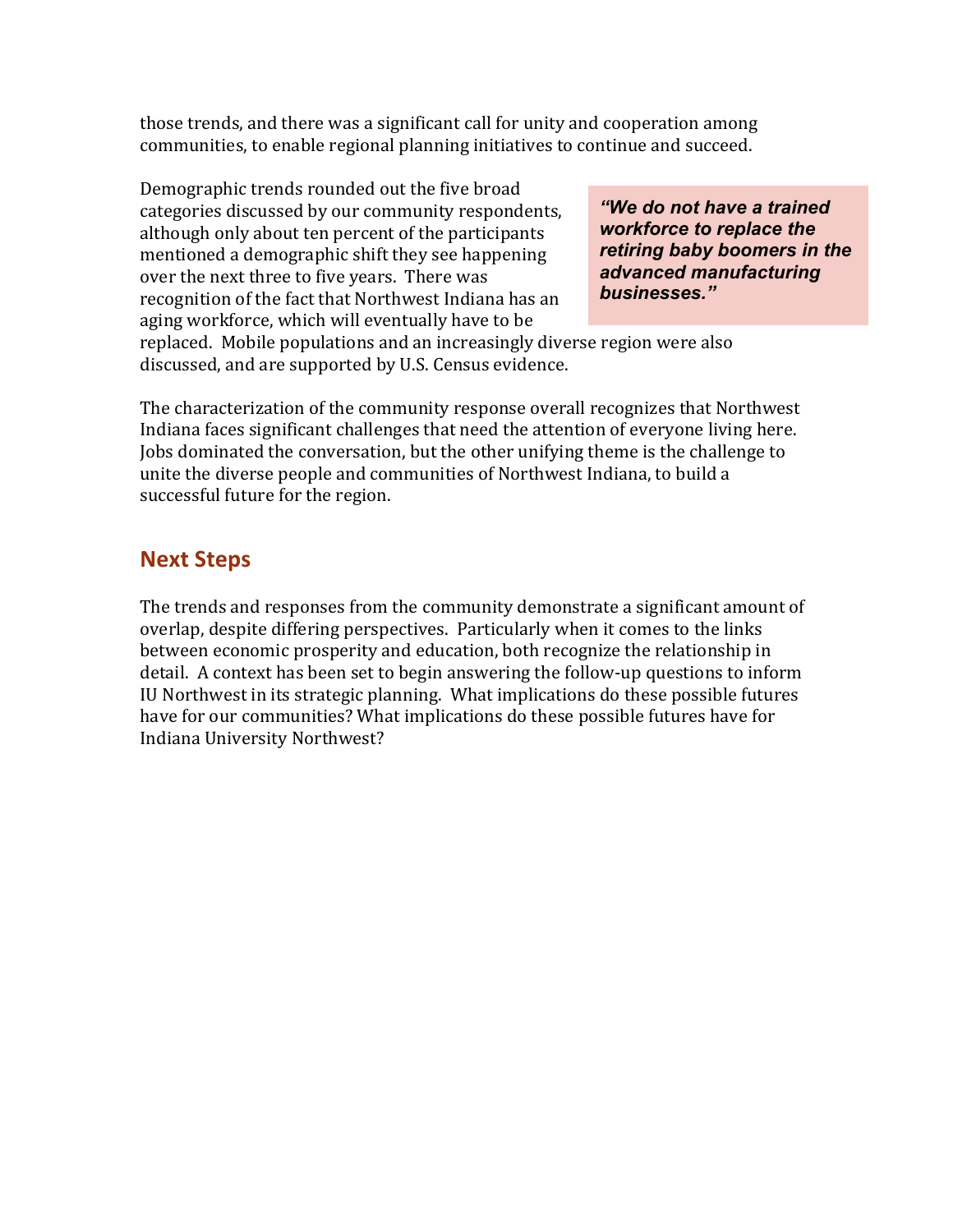those trends, and there was a significant call for unity and cooperation among communities, to enable regional planning initiatives to continue and succeed.

Demographic trends rounded out the five broad categories discussed by our community respondents, although only about ten percent of the participants mentioned a demographic shift they see happening over the next three to five years. There was recognition of the fact that Northwest Indiana has an aging workforce, which will eventually have to be replaced. Mobile populations and an increasingly diverse region were also discussed, and are supported by U.S. Census evidence.

> ***"We do not have a trained workforce to replace the retiring baby boomers in the advanced manufacturing businesses."***

The characterization of the community response overall recognizes that Northwest Indiana faces significant challenges that need the attention of everyone living here. Jobs dominated the conversation, but the other unifying theme is the challenge to unite the diverse people and communities of Northwest Indiana, to build a successful future for the region.

## Next Steps

The trends and responses from the community demonstrate a significant amount of overlap, despite differing perspectives. Particularly when it comes to the links between economic prosperity and education, both recognize the relationship in detail. A context has been set to begin answering the follow-up questions to inform IU Northwest in its strategic planning. What implications do these possible futures have for our communities? What implications do these possible futures have for Indiana University Northwest?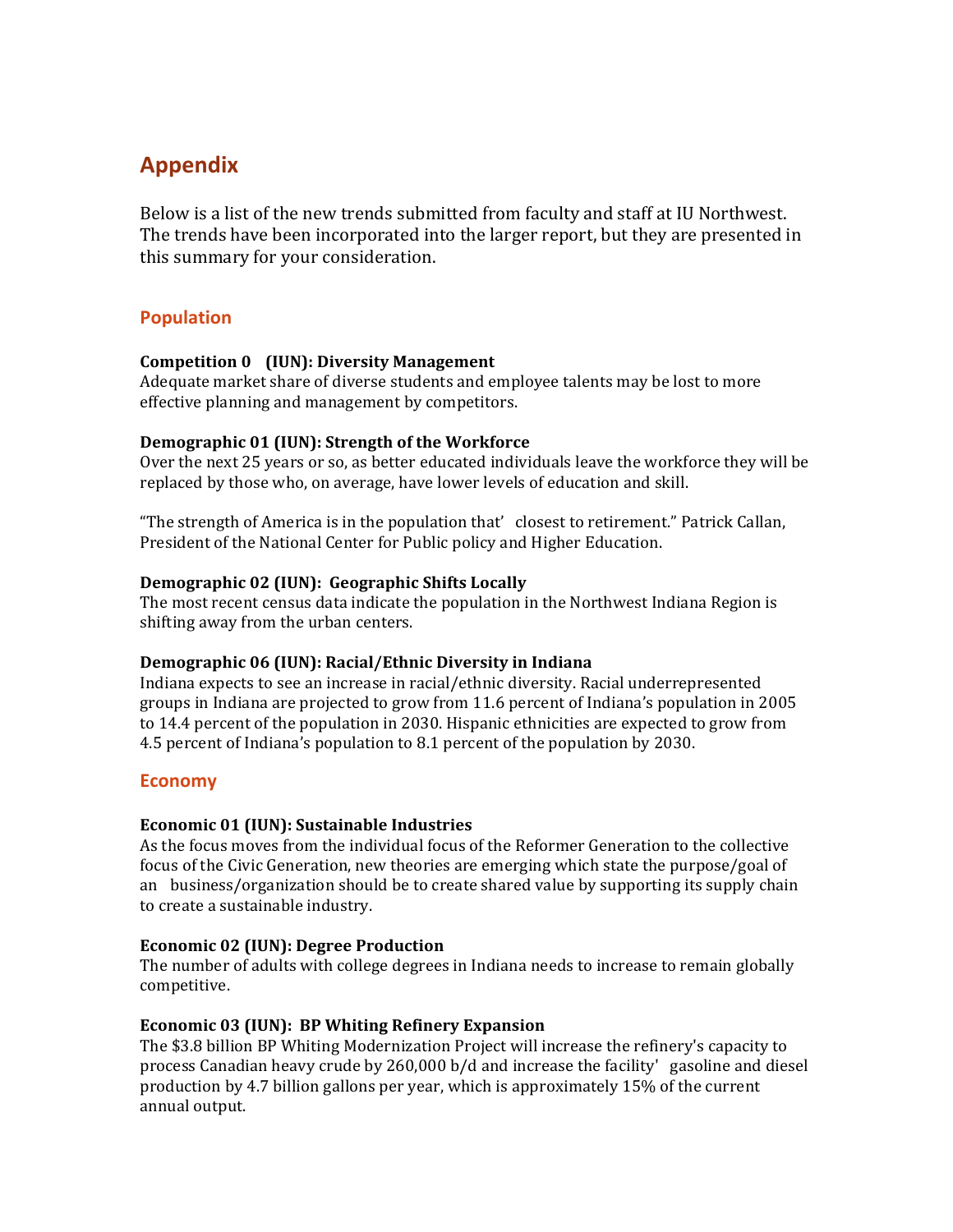# Appendix

Below is a list of the new trends submitted from faculty and staff at IU Northwest. The trends have been incorporated into the larger report, but they are presented in this summary for your consideration.

## Population

**Competition 0 (IUN): Diversity Management**
Adequate market share of diverse students and employee talents may be lost to more effective planning and management by competitors.

**Demographic 01 (IUN): Strength of the Workforce**
Over the next 25 years or so, as better educated individuals leave the workforce they will be replaced by those who, on average, have lower levels of education and skill.

"The strength of America is in the population that' closest to retirement." Patrick Callan, President of the National Center for Public policy and Higher Education.

**Demographic 02 (IUN): Geographic Shifts Locally**
The most recent census data indicate the population in the Northwest Indiana Region is shifting away from the urban centers.

**Demographic 06 (IUN): Racial/Ethnic Diversity in Indiana**
Indiana expects to see an increase in racial/ethnic diversity. Racial underrepresented groups in Indiana are projected to grow from 11.6 percent of Indiana's population in 2005 to 14.4 percent of the population in 2030. Hispanic ethnicities are expected to grow from 4.5 percent of Indiana's population to 8.1 percent of the population by 2030.

## Economy

**Economic 01 (IUN): Sustainable Industries**
As the focus moves from the individual focus of the Reformer Generation to the collective focus of the Civic Generation, new theories are emerging which state the purpose/goal of an business/organization should be to create shared value by supporting its supply chain to create a sustainable industry.

**Economic 02 (IUN): Degree Production**
The number of adults with college degrees in Indiana needs to increase to remain globally competitive.

**Economic 03 (IUN): BP Whiting Refinery Expansion**
The $3.8 billion BP Whiting Modernization Project will increase the refinery's capacity to process Canadian heavy crude by 260,000 b/d and increase the facility' gasoline and diesel production by 4.7 billion gallons per year, which is approximately 15% of the current annual output.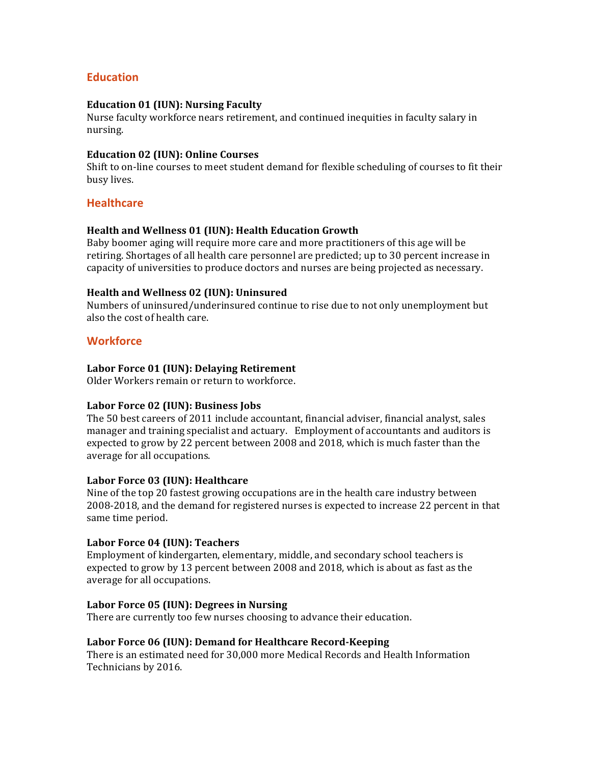## Education

### Education 01 (IUN): Nursing Faculty

Nurse faculty workforce nears retirement, and continued inequities in faculty salary in nursing.

### Education 02 (IUN): Online Courses

Shift to on-line courses to meet student demand for flexible scheduling of courses to fit their busy lives.

## Healthcare

### Health and Wellness 01 (IUN): Health Education Growth

Baby boomer aging will require more care and more practitioners of this age will be retiring. Shortages of all health care personnel are predicted; up to 30 percent increase in capacity of universities to produce doctors and nurses are being projected as necessary.

### Health and Wellness 02 (IUN): Uninsured

Numbers of uninsured/underinsured continue to rise due to not only unemployment but also the cost of health care.

## Workforce

### Labor Force 01 (IUN): Delaying Retirement

Older Workers remain or return to workforce.

### Labor Force 02 (IUN): Business Jobs

The 50 best careers of 2011 include accountant, financial adviser, financial analyst, sales manager and training specialist and actuary. Employment of accountants and auditors is expected to grow by 22 percent between 2008 and 2018, which is much faster than the average for all occupations.

### Labor Force 03 (IUN): Healthcare

Nine of the top 20 fastest growing occupations are in the health care industry between 2008-2018, and the demand for registered nurses is expected to increase 22 percent in that same time period.

### Labor Force 04 (IUN): Teachers

Employment of kindergarten, elementary, middle, and secondary school teachers is expected to grow by 13 percent between 2008 and 2018, which is about as fast as the average for all occupations.

### Labor Force 05 (IUN): Degrees in Nursing

There are currently too few nurses choosing to advance their education.

### Labor Force 06 (IUN): Demand for Healthcare Record-Keeping

There is an estimated need for 30,000 more Medical Records and Health Information Technicians by 2016.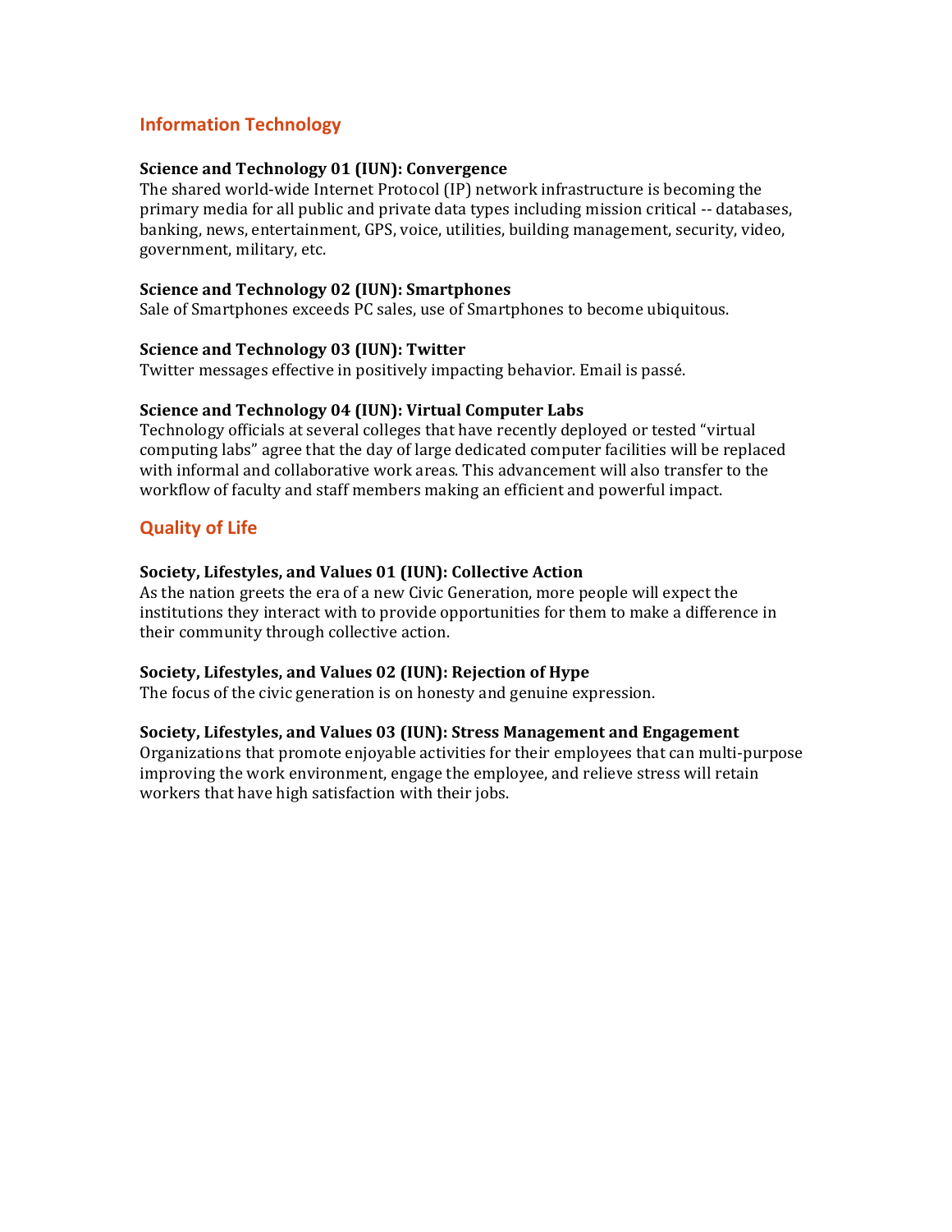## Information Technology

**Science and Technology 01 (IUN): Convergence**
The shared world-wide Internet Protocol (IP) network infrastructure is becoming the primary media for all public and private data types including mission critical -- databases, banking, news, entertainment, GPS, voice, utilities, building management, security, video, government, military, etc.

**Science and Technology 02 (IUN): Smartphones**
Sale of Smartphones exceeds PC sales, use of Smartphones to become ubiquitous.

**Science and Technology 03 (IUN): Twitter**
Twitter messages effective in positively impacting behavior. Email is passé.

**Science and Technology 04 (IUN): Virtual Computer Labs**
Technology officials at several colleges that have recently deployed or tested "virtual computing labs" agree that the day of large dedicated computer facilities will be replaced with informal and collaborative work areas. This advancement will also transfer to the workflow of faculty and staff members making an efficient and powerful impact.

## Quality of Life

**Society, Lifestyles, and Values 01 (IUN): Collective Action**
As the nation greets the era of a new Civic Generation, more people will expect the institutions they interact with to provide opportunities for them to make a difference in their community through collective action.

**Society, Lifestyles, and Values 02 (IUN): Rejection of Hype**
The focus of the civic generation is on honesty and genuine expression.

**Society, Lifestyles, and Values 03 (IUN): Stress Management and Engagement**
Organizations that promote enjoyable activities for their employees that can multi-purpose improving the work environment, engage the employee, and relieve stress will retain workers that have high satisfaction with their jobs.